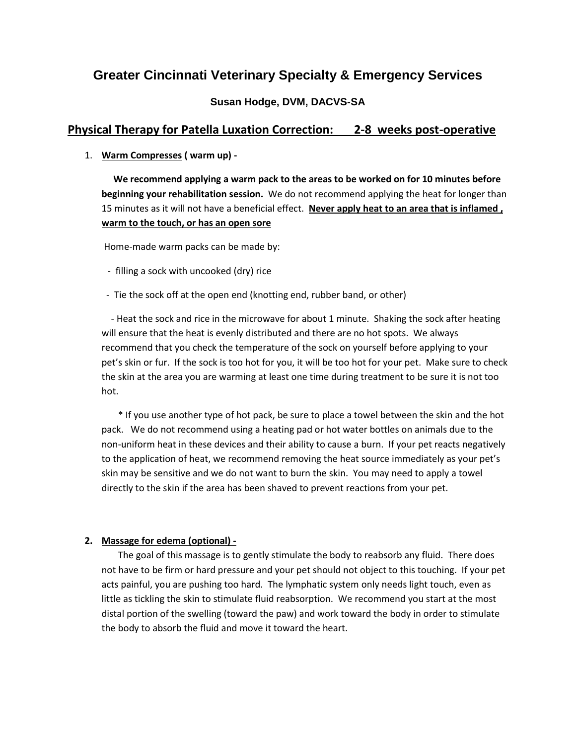# Greater Cincinnati Veterinary Specialty & Emergency Services

### Susan Hodge, DVM, DACVS-SA

## Physical Therapy for Patella Luxation Correction: 2-8 weeks post-operative

1. **Warm Compresses ( warm up) -**

   **We recommend applying a warm pack to the areas to be worked on for 10 minutes before beginning your rehabilitation session.** We do not recommend applying the heat for longer than 15 minutes as it will not have a beneficial effect. **Never apply heat to an area that is inflamed , warm to the touch, or has an open sore**

   Home-made warm packs can be made by:

   - filling a sock with uncooked (dry) rice
   - Tie the sock off at the open end (knotting end, rubber band, or other)
   - Heat the sock and rice in the microwave for about 1 minute. Shaking the sock after heating will ensure that the heat is evenly distributed and there are no hot spots. We always recommend that you check the temperature of the sock on yourself before applying to your pet's skin or fur. If the sock is too hot for you, it will be too hot for your pet. Make sure to check the skin at the area you are warming at least one time during treatment to be sure it is not too hot.

   \* If you use another type of hot pack, be sure to place a towel between the skin and the hot pack. We do not recommend using a heating pad or hot water bottles on animals due to the non-uniform heat in these devices and their ability to cause a burn. If your pet reacts negatively to the application of heat, we recommend removing the heat source immediately as your pet's skin may be sensitive and we do not want to burn the skin. You may need to apply a towel directly to the skin if the area has been shaved to prevent reactions from your pet.

2. **Massage for edema (optional) -**

   The goal of this massage is to gently stimulate the body to reabsorb any fluid. There does not have to be firm or hard pressure and your pet should not object to this touching. If your pet acts painful, you are pushing too hard. The lymphatic system only needs light touch, even as little as tickling the skin to stimulate fluid reabsorption. We recommend you start at the most distal portion of the swelling (toward the paw) and work toward the body in order to stimulate the body to absorb the fluid and move it toward the heart.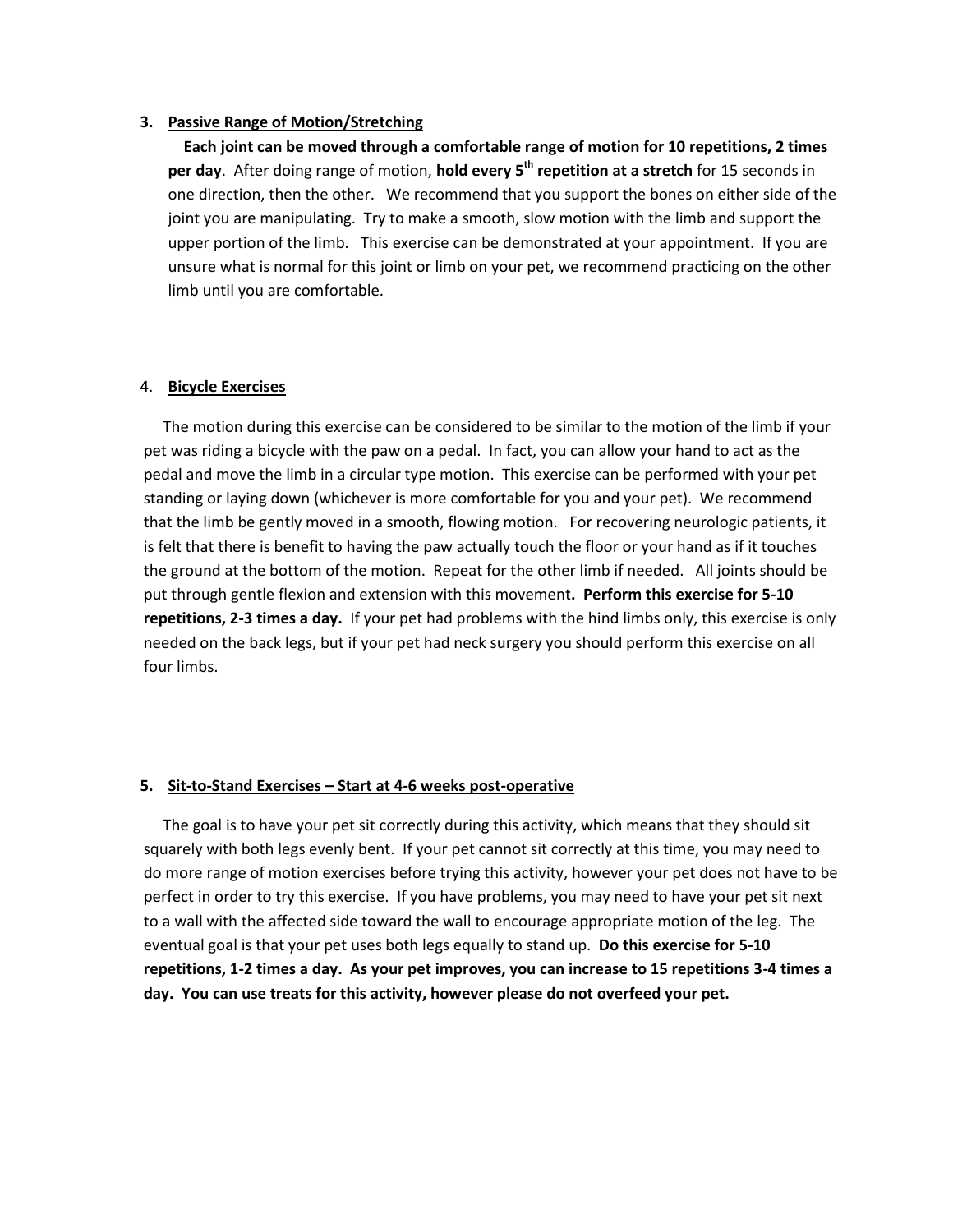**3. Passive Range of Motion/Stretching**

**Each joint can be moved through a comfortable range of motion for 10 repetitions, 2 times per day**. After doing range of motion, **hold every 5th repetition at a stretch** for 15 seconds in one direction, then the other. We recommend that you support the bones on either side of the joint you are manipulating. Try to make a smooth, slow motion with the limb and support the upper portion of the limb. This exercise can be demonstrated at your appointment. If you are unsure what is normal for this joint or limb on your pet, we recommend practicing on the other limb until you are comfortable.

4. **Bicycle Exercises**

The motion during this exercise can be considered to be similar to the motion of the limb if your pet was riding a bicycle with the paw on a pedal. In fact, you can allow your hand to act as the pedal and move the limb in a circular type motion. This exercise can be performed with your pet standing or laying down (whichever is more comfortable for you and your pet). We recommend that the limb be gently moved in a smooth, flowing motion. For recovering neurologic patients, it is felt that there is benefit to having the paw actually touch the floor or your hand as if it touches the ground at the bottom of the motion. Repeat for the other limb if needed. All joints should be put through gentle flexion and extension with this movement. **Perform this exercise for 5-10 repetitions, 2-3 times a day.** If your pet had problems with the hind limbs only, this exercise is only needed on the back legs, but if your pet had neck surgery you should perform this exercise on all four limbs.

**5. Sit-to-Stand Exercises – Start at 4-6 weeks post-operative**

The goal is to have your pet sit correctly during this activity, which means that they should sit squarely with both legs evenly bent. If your pet cannot sit correctly at this time, you may need to do more range of motion exercises before trying this activity, however your pet does not have to be perfect in order to try this exercise. If you have problems, you may need to have your pet sit next to a wall with the affected side toward the wall to encourage appropriate motion of the leg. The eventual goal is that your pet uses both legs equally to stand up. **Do this exercise for 5-10 repetitions, 1-2 times a day. As your pet improves, you can increase to 15 repetitions 3-4 times a day. You can use treats for this activity, however please do not overfeed your pet.**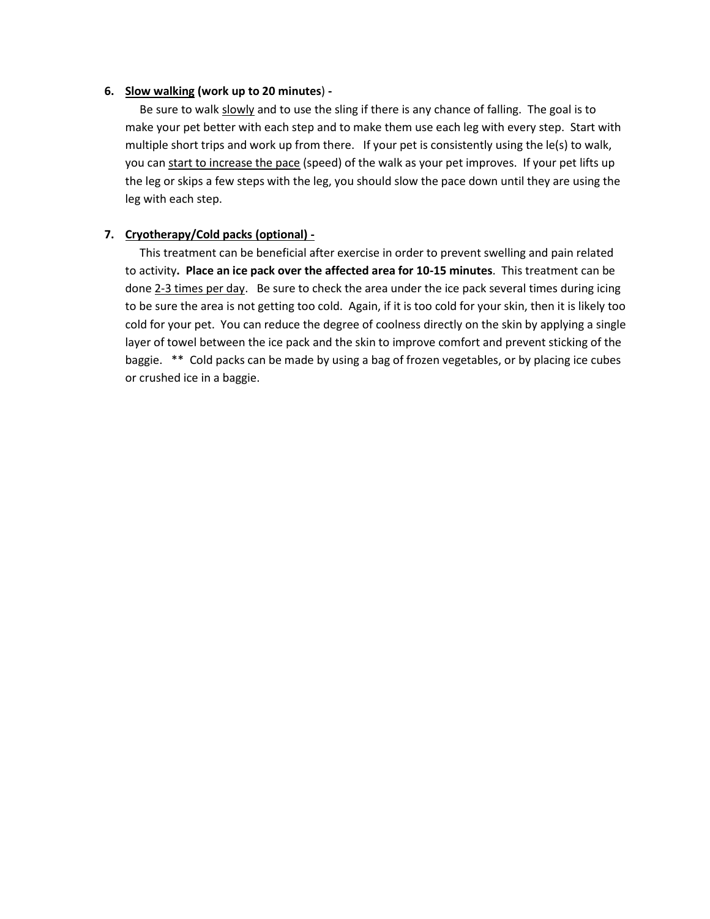6. **Slow walking (work up to 20 minutes) -**

   Be sure to walk slowly and to use the sling if there is any chance of falling. The goal is to make your pet better with each step and to make them use each leg with every step. Start with multiple short trips and work up from there. If your pet is consistently using the le(s) to walk, you can start to increase the pace (speed) of the walk as your pet improves. If your pet lifts up the leg or skips a few steps with the leg, you should slow the pace down until they are using the leg with each step.

7. **Cryotherapy/Cold packs (optional) -**

   This treatment can be beneficial after exercise in order to prevent swelling and pain related to activity**. Place an ice pack over the affected area for 10-15 minutes**. This treatment can be done 2-3 times per day. Be sure to check the area under the ice pack several times during icing to be sure the area is not getting too cold. Again, if it is too cold for your skin, then it is likely too cold for your pet. You can reduce the degree of coolness directly on the skin by applying a single layer of towel between the ice pack and the skin to improve comfort and prevent sticking of the baggie. ** Cold packs can be made by using a bag of frozen vegetables, or by placing ice cubes or crushed ice in a baggie.